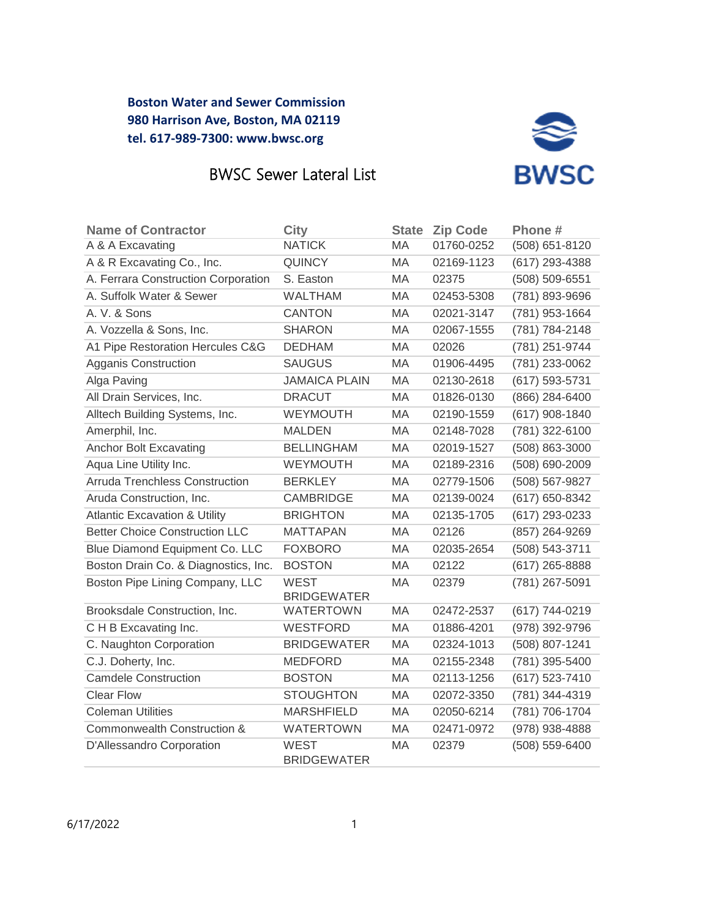**Boston Water and Sewer Commission**
**980 Harrison Ave, Boston, MA 02119**
**tel. 617-989-7300: www.bwsc.org**

# BWSC Sewer Lateral List

| Name of Contractor | City | State | Zip Code | Phone # |
|---|---|---|---|---|
| A & A Excavating | NATICK | MA | 01760-0252 | (508) 651-8120 |
| A & R Excavating Co., Inc. | QUINCY | MA | 02169-1123 | (617) 293-4388 |
| A. Ferrara Construction Corporation | S. Easton | MA | 02375 | (508) 509-6551 |
| A. Suffolk Water & Sewer | WALTHAM | MA | 02453-5308 | (781) 893-9696 |
| A. V. & Sons | CANTON | MA | 02021-3147 | (781) 953-1664 |
| A. Vozzella & Sons, Inc. | SHARON | MA | 02067-1555 | (781) 784-2148 |
| A1 Pipe Restoration Hercules C&G | DEDHAM | MA | 02026 | (781) 251-9744 |
| Agganis Construction | SAUGUS | MA | 01906-4495 | (781) 233-0062 |
| Alga Paving | JAMAICA PLAIN | MA | 02130-2618 | (617) 593-5731 |
| All Drain Services, Inc. | DRACUT | MA | 01826-0130 | (866) 284-6400 |
| Alltech Building Systems, Inc. | WEYMOUTH | MA | 02190-1559 | (617) 908-1840 |
| Amerphil, Inc. | MALDEN | MA | 02148-7028 | (781) 322-6100 |
| Anchor Bolt Excavating | BELLINGHAM | MA | 02019-1527 | (508) 863-3000 |
| Aqua Line Utility Inc. | WEYMOUTH | MA | 02189-2316 | (508) 690-2009 |
| Arruda Trenchless Construction | BERKLEY | MA | 02779-1506 | (508) 567-9827 |
| Aruda Construction, Inc. | CAMBRIDGE | MA | 02139-0024 | (617) 650-8342 |
| Atlantic Excavation & Utility | BRIGHTON | MA | 02135-1705 | (617) 293-0233 |
| Better Choice Construction LLC | MATTAPAN | MA | 02126 | (857) 264-9269 |
| Blue Diamond Equipment Co. LLC | FOXBORO | MA | 02035-2654 | (508) 543-3711 |
| Boston Drain Co. & Diagnostics, Inc. | BOSTON | MA | 02122 | (617) 265-8888 |
| Boston Pipe Lining Company, LLC | WEST BRIDGEWATER | MA | 02379 | (781) 267-5091 |
| Brooksdale Construction, Inc. | WATERTOWN | MA | 02472-2537 | (617) 744-0219 |
| C H B Excavating Inc. | WESTFORD | MA | 01886-4201 | (978) 392-9796 |
| C. Naughton Corporation | BRIDGEWATER | MA | 02324-1013 | (508) 807-1241 |
| C.J. Doherty, Inc. | MEDFORD | MA | 02155-2348 | (781) 395-5400 |
| Camdele Construction | BOSTON | MA | 02113-1256 | (617) 523-7410 |
| Clear Flow | STOUGHTON | MA | 02072-3350 | (781) 344-4319 |
| Coleman Utilities | MARSHFIELD | MA | 02050-6214 | (781) 706-1704 |
| Commonwealth Construction & | WATERTOWN | MA | 02471-0972 | (978) 938-4888 |
| D'Allessandro Corporation | WEST BRIDGEWATER | MA | 02379 | (508) 559-6400 |

6/17/2022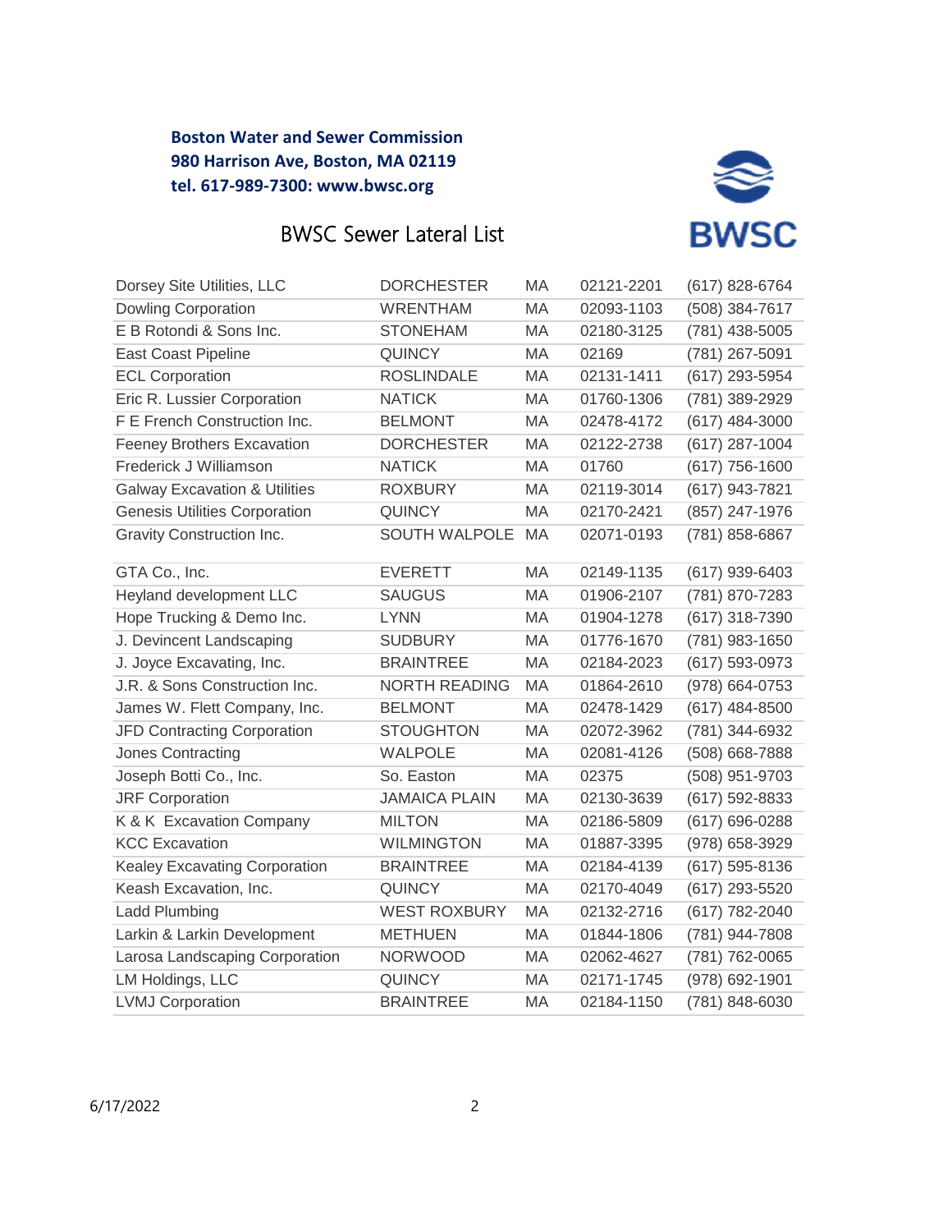**Boston Water and Sewer Commission**
**980 Harrison Ave, Boston, MA 02119**
**tel. 617-989-7300: www.bwsc.org**

# BWSC Sewer Lateral List

| | | | | |
|---|---|---|---|---|
| Dorsey Site Utilities, LLC | DORCHESTER | MA | 02121-2201 | (617) 828-6764 |
| Dowling Corporation | WRENTHAM | MA | 02093-1103 | (508) 384-7617 |
| E B Rotondi & Sons Inc. | STONEHAM | MA | 02180-3125 | (781) 438-5005 |
| East Coast Pipeline | QUINCY | MA | 02169 | (781) 267-5091 |
| ECL Corporation | ROSLINDALE | MA | 02131-1411 | (617) 293-5954 |
| Eric R. Lussier Corporation | NATICK | MA | 01760-1306 | (781) 389-2929 |
| F E French Construction Inc. | BELMONT | MA | 02478-4172 | (617) 484-3000 |
| Feeney Brothers Excavation | DORCHESTER | MA | 02122-2738 | (617) 287-1004 |
| Frederick J Williamson | NATICK | MA | 01760 | (617) 756-1600 |
| Galway Excavation & Utilities | ROXBURY | MA | 02119-3014 | (617) 943-7821 |
| Genesis Utilities Corporation | QUINCY | MA | 02170-2421 | (857) 247-1976 |
| Gravity Construction Inc. | SOUTH WALPOLE | MA | 02071-0193 | (781) 858-6867 |
| GTA Co., Inc. | EVERETT | MA | 02149-1135 | (617) 939-6403 |
| Heyland development LLC | SAUGUS | MA | 01906-2107 | (781) 870-7283 |
| Hope Trucking & Demo Inc. | LYNN | MA | 01904-1278 | (617) 318-7390 |
| J. Devincent Landscaping | SUDBURY | MA | 01776-1670 | (781) 983-1650 |
| J. Joyce Excavating, Inc. | BRAINTREE | MA | 02184-2023 | (617) 593-0973 |
| J.R. & Sons Construction Inc. | NORTH READING | MA | 01864-2610 | (978) 664-0753 |
| James W. Flett Company, Inc. | BELMONT | MA | 02478-1429 | (617) 484-8500 |
| JFD Contracting Corporation | STOUGHTON | MA | 02072-3962 | (781) 344-6932 |
| Jones Contracting | WALPOLE | MA | 02081-4126 | (508) 668-7888 |
| Joseph Botti Co., Inc. | So. Easton | MA | 02375 | (508) 951-9703 |
| JRF Corporation | JAMAICA PLAIN | MA | 02130-3639 | (617) 592-8833 |
| K & K Excavation Company | MILTON | MA | 02186-5809 | (617) 696-0288 |
| KCC Excavation | WILMINGTON | MA | 01887-3395 | (978) 658-3929 |
| Kealey Excavating Corporation | BRAINTREE | MA | 02184-4139 | (617) 595-8136 |
| Keash Excavation, Inc. | QUINCY | MA | 02170-4049 | (617) 293-5520 |
| Ladd Plumbing | WEST ROXBURY | MA | 02132-2716 | (617) 782-2040 |
| Larkin & Larkin Development | METHUEN | MA | 01844-1806 | (781) 944-7808 |
| Larosa Landscaping Corporation | NORWOOD | MA | 02062-4627 | (781) 762-0065 |
| LM Holdings, LLC | QUINCY | MA | 02171-1745 | (978) 692-1901 |
| LVMJ Corporation | BRAINTREE | MA | 02184-1150 | (781) 848-6030 |

6/17/2022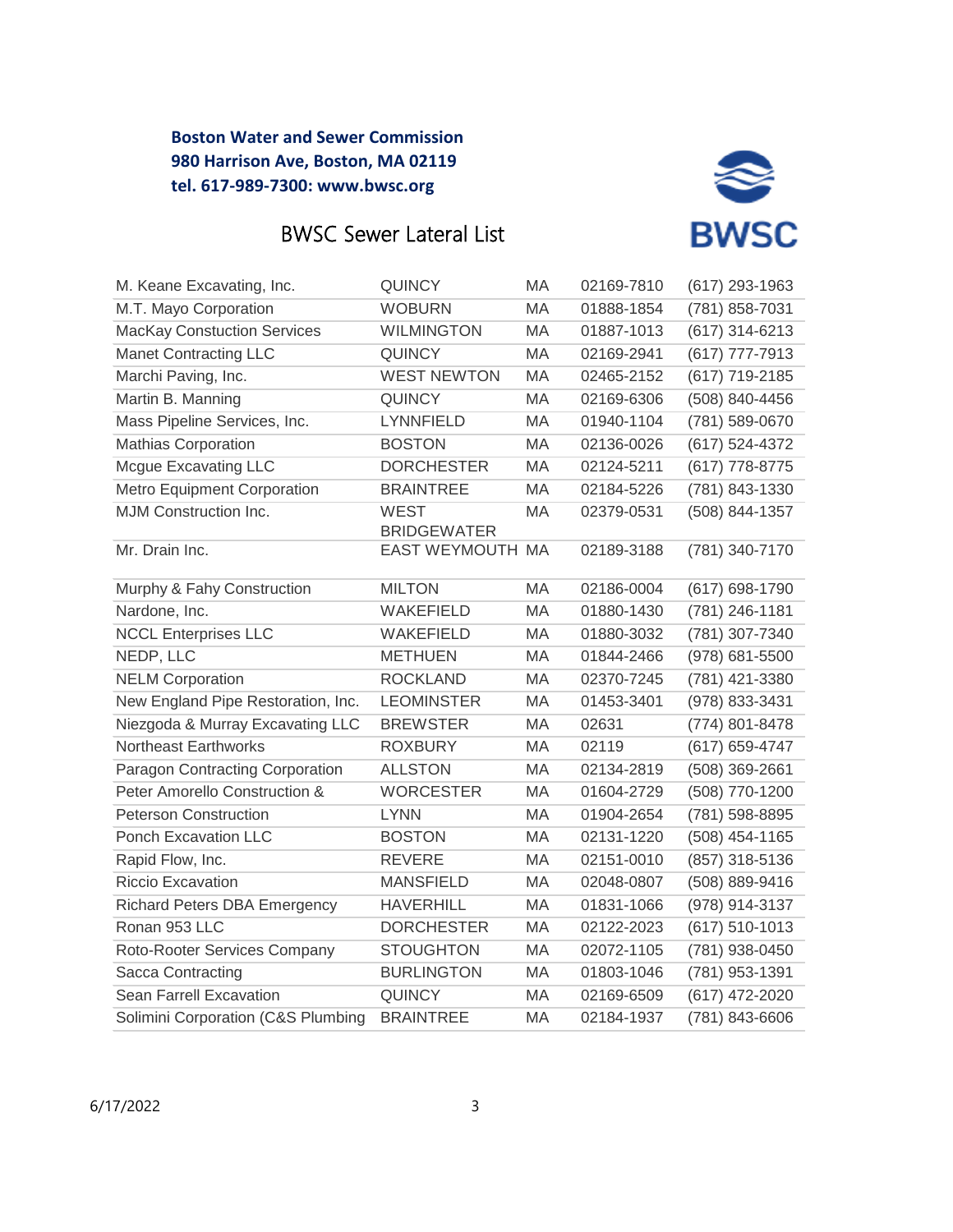**Boston Water and Sewer Commission**
**980 Harrison Ave, Boston, MA 02119**
**tel. 617-989-7300: www.bwsc.org**

# BWSC Sewer Lateral List

| | | | | |
|---|---|---|---|---|
| M. Keane Excavating, Inc. | QUINCY | MA | 02169-7810 | (617) 293-1963 |
| M.T. Mayo Corporation | WOBURN | MA | 01888-1854 | (781) 858-7031 |
| MacKay Constuction Services | WILMINGTON | MA | 01887-1013 | (617) 314-6213 |
| Manet Contracting LLC | QUINCY | MA | 02169-2941 | (617) 777-7913 |
| Marchi Paving, Inc. | WEST NEWTON | MA | 02465-2152 | (617) 719-2185 |
| Martin B. Manning | QUINCY | MA | 02169-6306 | (508) 840-4456 |
| Mass Pipeline Services, Inc. | LYNNFIELD | MA | 01940-1104 | (781) 589-0670 |
| Mathias Corporation | BOSTON | MA | 02136-0026 | (617) 524-4372 |
| Mcgue Excavating LLC | DORCHESTER | MA | 02124-5211 | (617) 778-8775 |
| Metro Equipment Corporation | BRAINTREE | MA | 02184-5226 | (781) 843-1330 |
| MJM Construction Inc. | WEST BRIDGEWATER | MA | 02379-0531 | (508) 844-1357 |
| Mr. Drain Inc. | EAST WEYMOUTH | MA | 02189-3188 | (781) 340-7170 |
| Murphy & Fahy Construction | MILTON | MA | 02186-0004 | (617) 698-1790 |
| Nardone, Inc. | WAKEFIELD | MA | 01880-1430 | (781) 246-1181 |
| NCCL Enterprises LLC | WAKEFIELD | MA | 01880-3032 | (781) 307-7340 |
| NEDP, LLC | METHUEN | MA | 01844-2466 | (978) 681-5500 |
| NELM Corporation | ROCKLAND | MA | 02370-7245 | (781) 421-3380 |
| New England Pipe Restoration, Inc. | LEOMINSTER | MA | 01453-3401 | (978) 833-3431 |
| Niezgoda & Murray Excavating LLC | BREWSTER | MA | 02631 | (774) 801-8478 |
| Northeast Earthworks | ROXBURY | MA | 02119 | (617) 659-4747 |
| Paragon Contracting Corporation | ALLSTON | MA | 02134-2819 | (508) 369-2661 |
| Peter Amorello Construction & | WORCESTER | MA | 01604-2729 | (508) 770-1200 |
| Peterson Construction | LYNN | MA | 01904-2654 | (781) 598-8895 |
| Ponch Excavation LLC | BOSTON | MA | 02131-1220 | (508) 454-1165 |
| Rapid Flow, Inc. | REVERE | MA | 02151-0010 | (857) 318-5136 |
| Riccio Excavation | MANSFIELD | MA | 02048-0807 | (508) 889-9416 |
| Richard Peters DBA Emergency | HAVERHILL | MA | 01831-1066 | (978) 914-3137 |
| Ronan 953 LLC | DORCHESTER | MA | 02122-2023 | (617) 510-1013 |
| Roto-Rooter Services Company | STOUGHTON | MA | 02072-1105 | (781) 938-0450 |
| Sacca Contracting | BURLINGTON | MA | 01803-1046 | (781) 953-1391 |
| Sean Farrell Excavation | QUINCY | MA | 02169-6509 | (617) 472-2020 |
| Solimini Corporation (C&S Plumbing | BRAINTREE | MA | 02184-1937 | (781) 843-6606 |

6/17/2022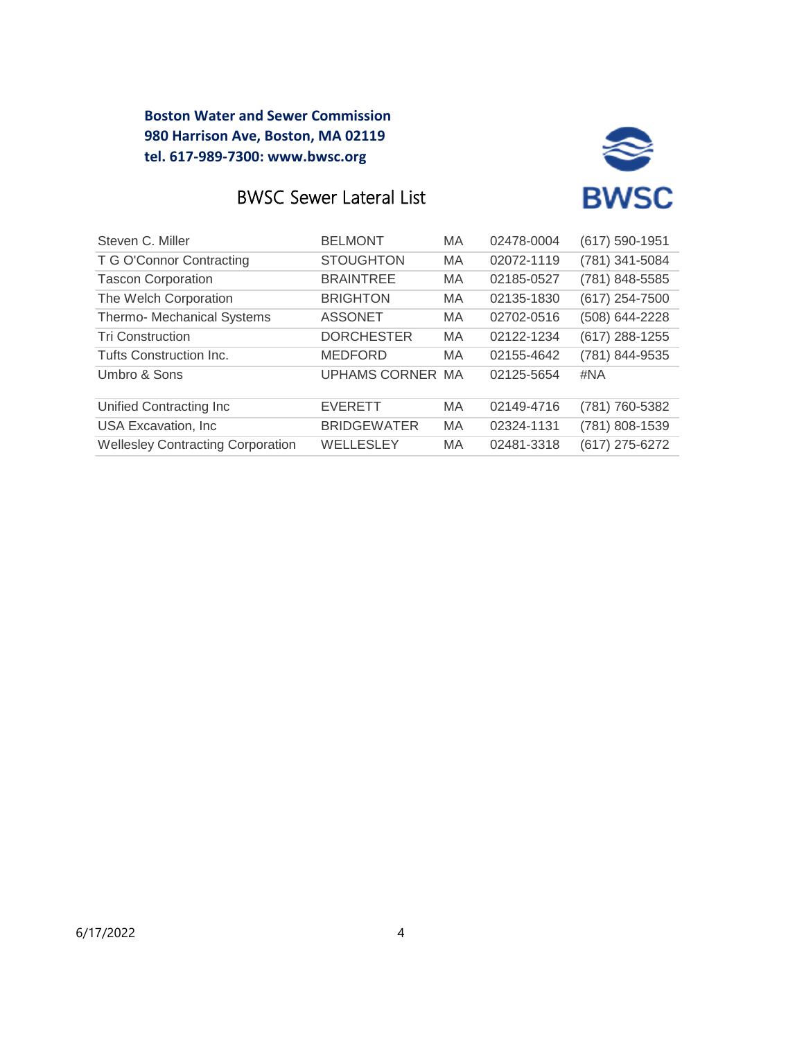**Boston Water and Sewer Commission**
**980 Harrison Ave, Boston, MA 02119**
**tel. 617-989-7300: www.bwsc.org**

# BWSC Sewer Lateral List

| | | | | |
|---|---|---|---|---|
| Steven C. Miller | BELMONT | MA | 02478-0004 | (617) 590-1951 |
| T G O'Connor Contracting | STOUGHTON | MA | 02072-1119 | (781) 341-5084 |
| Tascon Corporation | BRAINTREE | MA | 02185-0527 | (781) 848-5585 |
| The Welch Corporation | BRIGHTON | MA | 02135-1830 | (617) 254-7500 |
| Thermo- Mechanical Systems | ASSONET | MA | 02702-0516 | (508) 644-2228 |
| Tri Construction | DORCHESTER | MA | 02122-1234 | (617) 288-1255 |
| Tufts Construction Inc. | MEDFORD | MA | 02155-4642 | (781) 844-9535 |
| Umbro & Sons | UPHAMS CORNER | MA | 02125-5654 | #NA |
| Unified Contracting Inc | EVERETT | MA | 02149-4716 | (781) 760-5382 |
| USA Excavation, Inc | BRIDGEWATER | MA | 02324-1131 | (781) 808-1539 |
| Wellesley Contracting Corporation | WELLESLEY | MA | 02481-3318 | (617) 275-6272 |

6/17/2022